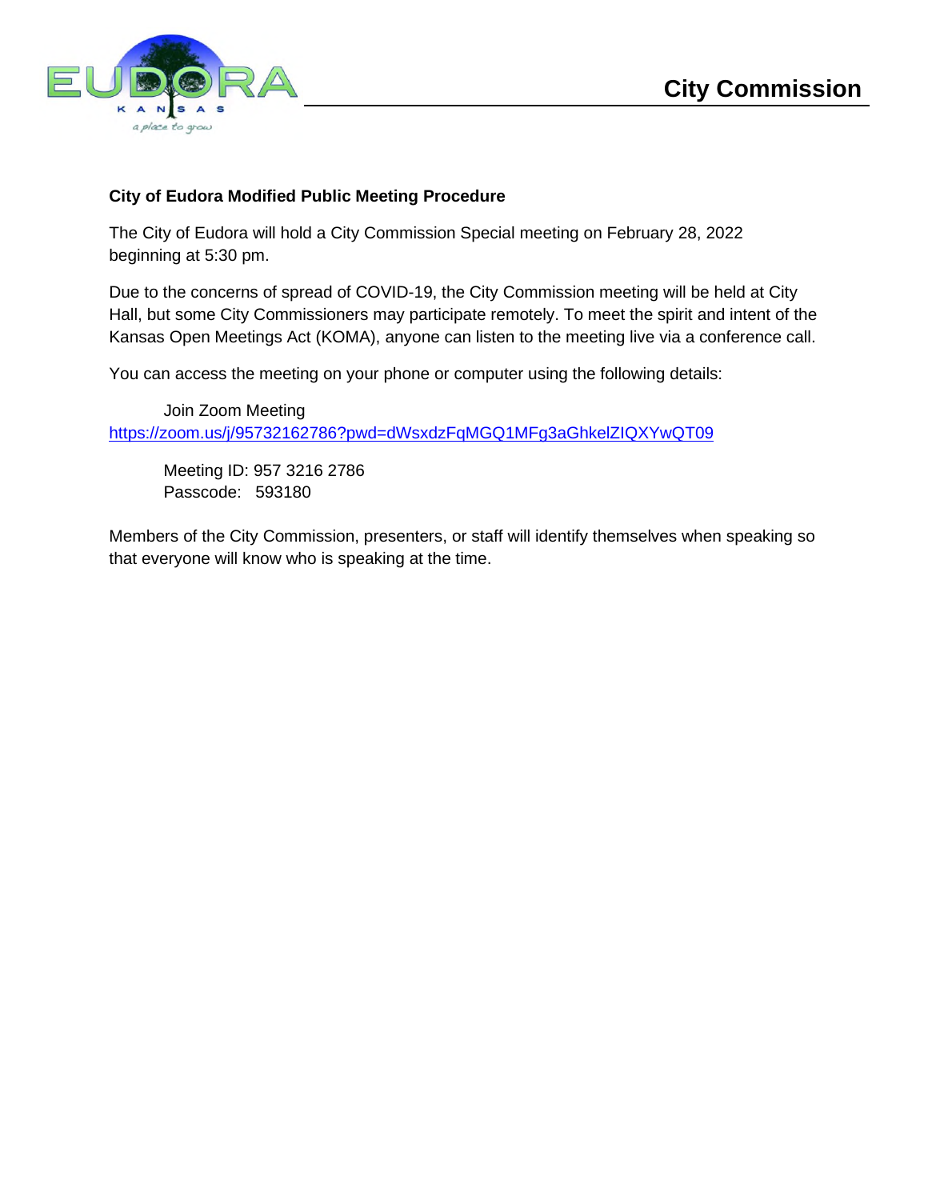City Commission

**City of Eudora Modified Public Meeting Procedure**

The City of Eudora will hold a City Commission Special meeting on February 28, 2022 beginning at 5:30 pm.

Due to the concerns of spread of COVID-19, the City Commission meeting will be held at City Hall, but some City Commissioners may participate remotely. To meet the spirit and intent of the Kansas Open Meetings Act (KOMA), anyone can listen to the meeting live via a conference call.

You can access the meeting on your phone or computer using the following details:

Join Zoom Meeting
https://zoom.us/j/95732162786?pwd=dWsxdzFqMGQ1MFg3aGhkelZIQXYwQT09

Meeting ID: 957 3216 2786
Passcode: 593180

Members of the City Commission, presenters, or staff will identify themselves when speaking so that everyone will know who is speaking at the time.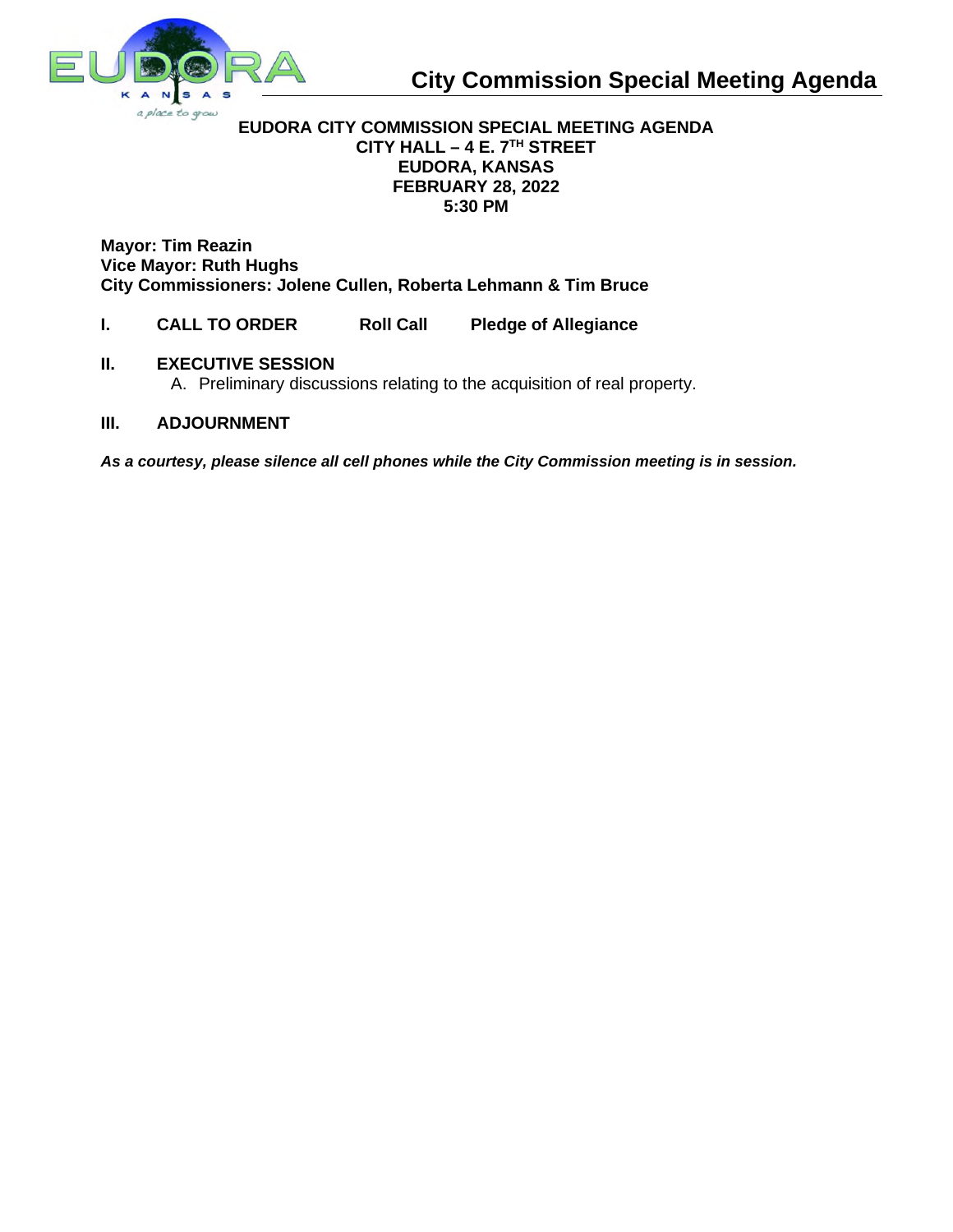# City Commission Special Meeting Agenda

**EUDORA CITY COMMISSION SPECIAL MEETING AGENDA**
**CITY HALL – 4 E. 7TH STREET**
**EUDORA, KANSAS**
**FEBRUARY 28, 2022**
**5:30 PM**

**Mayor: Tim Reazin**
**Vice Mayor: Ruth Hughs**
**City Commissioners: Jolene Cullen, Roberta Lehmann & Tim Bruce**

**I. CALL TO ORDER Roll Call Pledge of Allegiance**

**II. EXECUTIVE SESSION**

A. Preliminary discussions relating to the acquisition of real property.

**III. ADJOURNMENT**

***As a courtesy, please silence all cell phones while the City Commission meeting is in session.***